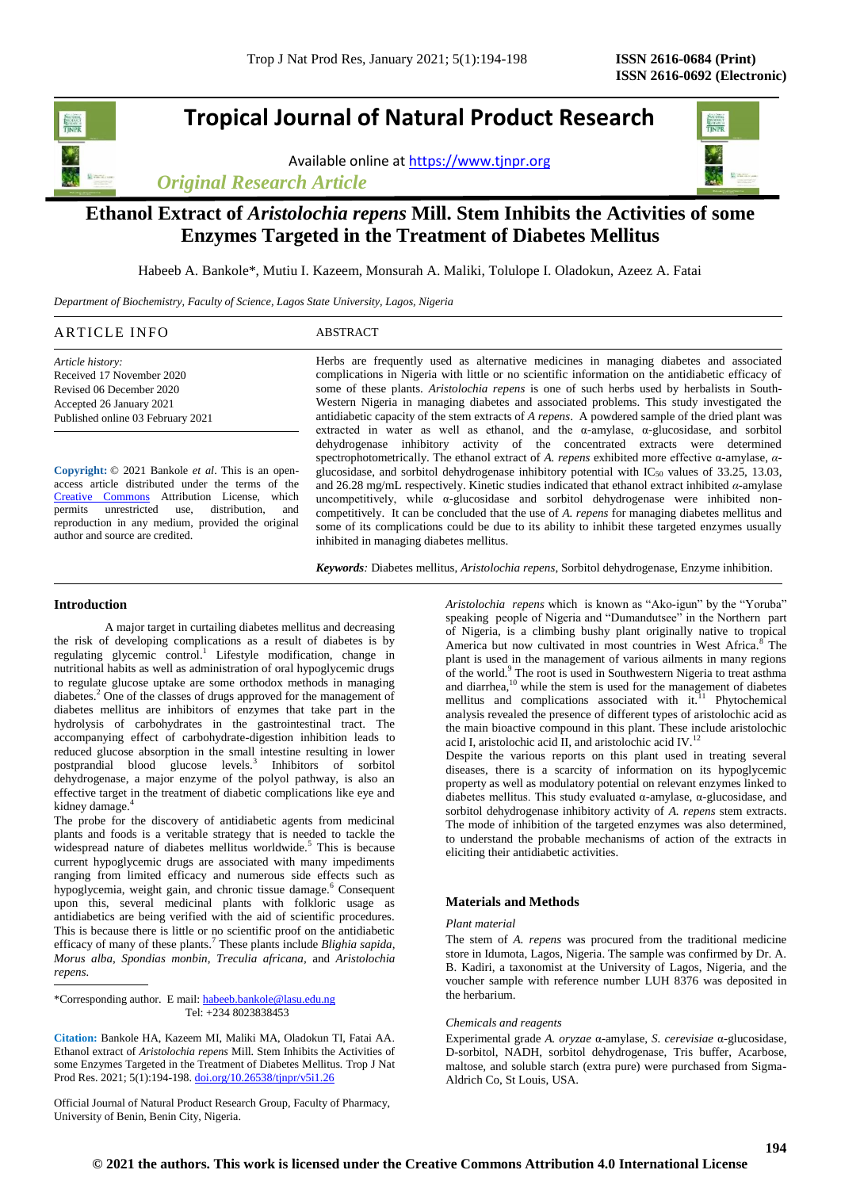# Tropical Journal of Natural Product Research

Available online at https://www.tjnpr.org

*Original Research Article*

# Ethanol Extract of *Aristolochia repens* Mill. Stem Inhibits the Activities of some Enzymes Targeted in the Treatment of Diabetes Mellitus

Habeeb A. Bankole*, Mutiu I. Kazeem, Monsurah A. Maliki, Tolulope I. Oladokun, Azeez A. Fatai

*Department of Biochemistry, Faculty of Science, Lagos State University, Lagos, Nigeria*

## ARTICLE INFO

*Article history:*
Received 17 November 2020
Revised 06 December 2020
Accepted 26 January 2021
Published online 03 February 2021

**Copyright:** © 2021 Bankole *et al*. This is an open-access article distributed under the terms of the Creative Commons Attribution License, which permits unrestricted use, distribution, and reproduction in any medium, provided the original author and source are credited.

## ABSTRACT

Herbs are frequently used as alternative medicines in managing diabetes and associated complications in Nigeria with little or no scientific information on the antidiabetic efficacy of some of these plants. *Aristolochia repens* is one of such herbs used by herbalists in South-Western Nigeria in managing diabetes and associated problems. This study investigated the antidiabetic capacity of the stem extracts of *A repens*. A powdered sample of the dried plant was extracted in water as well as ethanol, and the α-amylase, α-glucosidase, and sorbitol dehydrogenase inhibitory activity of the concentrated extracts were determined spectrophotometrically. The ethanol extract of *A. repens* exhibited more effective α-amylase, α-glucosidase, and sorbitol dehydrogenase inhibitory potential with $IC_{50}$ values of 33.25, 13.03, and 26.28 mg/mL respectively. Kinetic studies indicated that ethanol extract inhibited α-amylase uncompetitively, while α-glucosidase and sorbitol dehydrogenase were inhibited non-competitively. It can be concluded that the use of *A. repens* for managing diabetes mellitus and some of its complications could be due to its ability to inhibit these targeted enzymes usually inhibited in managing diabetes mellitus.

***Keywords:*** Diabetes mellitus, *Aristolochia repens*, Sorbitol dehydrogenase, Enzyme inhibition.

## Introduction

A major target in curtailing diabetes mellitus and decreasing the risk of developing complications as a result of diabetes is by regulating glycemic control.[1] Lifestyle modification, change in nutritional habits as well as administration of oral hypoglycemic drugs to regulate glucose uptake are some orthodox methods in managing diabetes.[2] One of the classes of drugs approved for the management of diabetes mellitus are inhibitors of enzymes that take part in the hydrolysis of carbohydrates in the gastrointestinal tract. The accompanying effect of carbohydrate-digestion inhibition leads to reduced glucose absorption in the small intestine resulting in lower postprandial blood glucose levels.[3] Inhibitors of sorbitol dehydrogenase, a major enzyme of the polyol pathway, is also an effective target in the treatment of diabetic complications like eye and kidney damage.[4]

The probe for the discovery of antidiabetic agents from medicinal plants and foods is a veritable strategy that is needed to tackle the widespread nature of diabetes mellitus worldwide.[5] This is because current hypoglycemic drugs are associated with many impediments ranging from limited efficacy and numerous side effects such as hypoglycemia, weight gain, and chronic tissue damage.[6] Consequent upon this, several medicinal plants with folkloric usage as antidiabetics are being verified with the aid of scientific procedures. This is because there is little or no scientific proof on the antidiabetic efficacy of many of these plants.[7] These plants include *Blighia sapida*, *Morus alba*, *Spondias monbin*, *Treculia africana*, and *Aristolochia repens*.

*Aristolochia repens* which is known as "Ako-igun" by the "Yoruba" speaking people of Nigeria and "Dumandutsee" in the Northern part of Nigeria, is a climbing bushy plant originally native to tropical America but now cultivated in most countries in West Africa.[8] The plant is used in the management of various ailments in many regions of the world.[9] The root is used in Southwestern Nigeria to treat asthma and diarrhea,[10] while the stem is used for the management of diabetes mellitus and complications associated with it.[11] Phytochemical analysis revealed the presence of different types of aristolochic acid as the main bioactive compound in this plant. These include aristolochic acid I, aristolochic acid II, and aristolochic acid IV.[12]

Despite the various reports on this plant used in treating several diseases, there is a scarcity of information on its hypoglycemic property as well as modulatory potential on relevant enzymes linked to diabetes mellitus. This study evaluated α-amylase, α-glucosidase, and sorbitol dehydrogenase inhibitory activity of *A. repens* stem extracts. The mode of inhibition of the targeted enzymes was also determined, to understand the probable mechanisms of action of the extracts in eliciting their antidiabetic activities.

## Materials and Methods

### *Plant material*

The stem of *A. repens* was procured from the traditional medicine store in Idumota, Lagos, Nigeria. The sample was confirmed by Dr. A. B. Kadiri, a taxonomist at the University of Lagos, Nigeria, and the voucher sample with reference number LUH 8376 was deposited in the herbarium.

### *Chemicals and reagents*

Experimental grade *A. oryzae* α-amylase, *S. cerevisiae* α-glucosidase, D-sorbitol, NADH, sorbitol dehydrogenase, Tris buffer, Acarbose, maltose, and soluble starch (extra pure) were purchased from Sigma-Aldrich Co, St Louis, USA.

*Corresponding author. E mail: habeeb.bankole@lasu.edu.ng
Tel: +234 8023838453

**Citation:** Bankole HA, Kazeem MI, Maliki MA, Oladokun TI, Fatai AA. Ethanol extract of *Aristolochia repens* Mill. Stem Inhibits the Activities of some Enzymes Targeted in the Treatment of Diabetes Mellitus. Trop J Nat Prod Res. 2021; 5(1):194-198. doi.org/10.26538/tjnpr/v5i1.26

Official Journal of Natural Product Research Group, Faculty of Pharmacy, University of Benin, Benin City, Nigeria.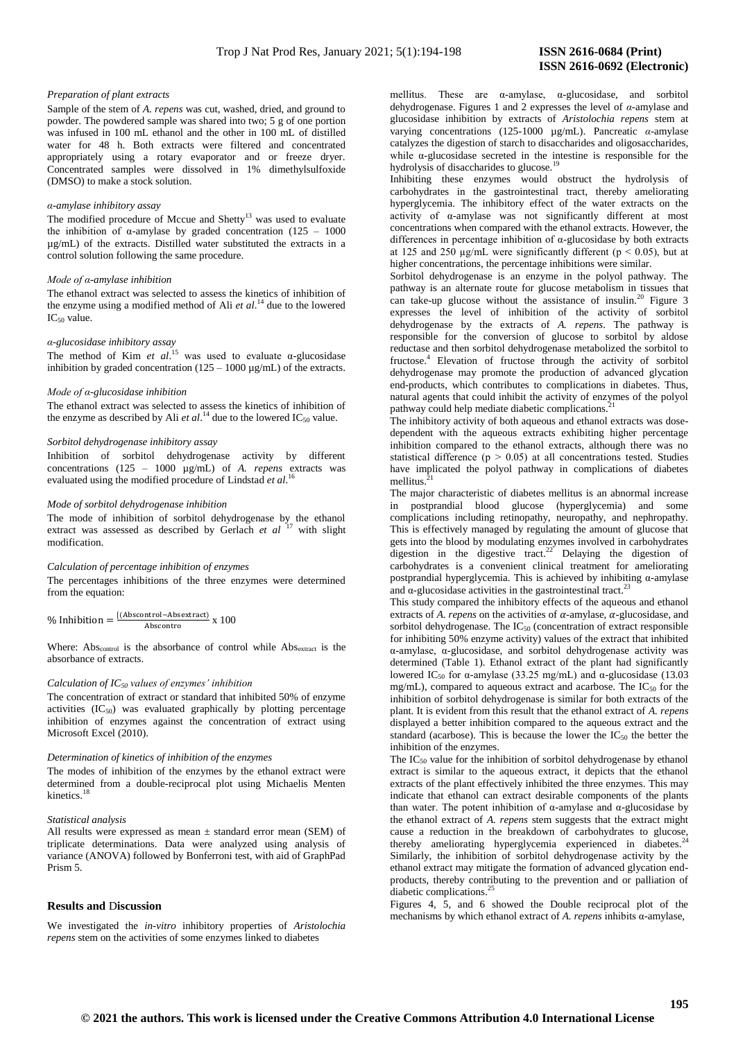*Preparation of plant extracts*

Sample of the stem of *A. repens* was cut, washed, dried, and ground to powder. The powdered sample was shared into two; 5 g of one portion was infused in 100 mL ethanol and the other in 100 mL of distilled water for 48 h. Both extracts were filtered and concentrated appropriately using a rotary evaporator and or freeze dryer. Concentrated samples were dissolved in 1% dimethylsulfoxide (DMSO) to make a stock solution.

*α-amylase inhibitory assay*

The modified procedure of Mccue and Shetty[13] was used to evaluate the inhibition of α-amylase by graded concentration (125 – 1000 µg/mL) of the extracts. Distilled water substituted the extracts in a control solution following the same procedure.

*Mode of α-amylase inhibition*

The ethanol extract was selected to assess the kinetics of inhibition of the enzyme using a modified method of Ali *et al*.[14] due to the lowered $IC_{50}$ value.

*α-glucosidase inhibitory assay*

The method of Kim *et al*.[15] was used to evaluate α-glucosidase inhibition by graded concentration (125 – 1000 µg/mL) of the extracts.

*Mode of α-glucosidase inhibition*

The ethanol extract was selected to assess the kinetics of inhibition of the enzyme as described by Ali *et al*.[14] due to the lowered $IC_{50}$ value.

*Sorbitol dehydrogenase inhibitory assay*

Inhibition of sorbitol dehydrogenase activity by different concentrations (125 – 1000 µg/mL) of *A. repens* extracts was evaluated using the modified procedure of Lindstad *et al*.[16]

*Mode of sorbitol dehydrogenase inhibition*

The mode of inhibition of sorbitol dehydrogenase by the ethanol extract was assessed as described by Gerlach *et al* [17] with slight modification.

*Calculation of percentage inhibition of enzymes*

The percentages inhibitions of the three enzymes were determined from the equation:

$$\% \text{ Inhibition} = \frac{(\text{Abscontrol} - \text{Absextract})}{\text{Abscontro}} \times 100$$

Where: $Abs_{control}$ is the absorbance of control while $Abs_{extract}$ is the absorbance of extracts.

*Calculation of $IC_{50}$ values of enzymes' inhibition*

The concentration of extract or standard that inhibited 50% of enzyme activities ($IC_{50}$) was evaluated graphically by plotting percentage inhibition of enzymes against the concentration of extract using Microsoft Excel (2010).

*Determination of kinetics of inhibition of the enzymes*

The modes of inhibition of the enzymes by the ethanol extract were determined from a double-reciprocal plot using Michaelis Menten kinetics.[18]

*Statistical analysis*

All results were expressed as mean ± standard error mean (SEM) of triplicate determinations. Data were analyzed using analysis of variance (ANOVA) followed by Bonferroni test, with aid of GraphPad Prism 5.

## Results and Discussion

We investigated the *in-vitro* inhibitory properties of *Aristolochia repens* stem on the activities of some enzymes linked to diabetes mellitus. These are α-amylase, α-glucosidase, and sorbitol dehydrogenase. Figures 1 and 2 expresses the level of *α*-amylase and glucosidase inhibition by extracts of *Aristolochia repens* stem at varying concentrations (125-1000 µg/mL). Pancreatic *α*-amylase catalyzes the digestion of starch to disaccharides and oligosaccharides, while α-glucosidase secreted in the intestine is responsible for the hydrolysis of disaccharides to glucose.[19]

Inhibiting these enzymes would obstruct the hydrolysis of carbohydrates in the gastrointestinal tract, thereby ameliorating hyperglycemia. The inhibitory effect of the water extracts on the activity of α-amylase was not significantly different at most concentrations when compared with the ethanol extracts. However, the differences in percentage inhibition of α-glucosidase by both extracts at 125 and 250 µg/mL were significantly different ($p < 0.05$), but at higher concentrations, the percentage inhibitions were similar.

Sorbitol dehydrogenase is an enzyme in the polyol pathway. The pathway is an alternate route for glucose metabolism in tissues that can take-up glucose without the assistance of insulin.[20] Figure 3 expresses the level of inhibition of the activity of sorbitol dehydrogenase by the extracts of *A. repens*. The pathway is responsible for the conversion of glucose to sorbitol by aldose reductase and then sorbitol dehydrogenase metabolized the sorbitol to fructose.[4] Elevation of fructose through the activity of sorbitol dehydrogenase may promote the production of advanced glycation end-products, which contributes to complications in diabetes. Thus, natural agents that could inhibit the activity of enzymes of the polyol pathway could help mediate diabetic complications.[21]

The inhibitory activity of both aqueous and ethanol extracts was dose-dependent with the aqueous extracts exhibiting higher percentage inhibition compared to the ethanol extracts, although there was no statistical difference ($p > 0.05$) at all concentrations tested. Studies have implicated the polyol pathway in complications of diabetes mellitus.[21]

The major characteristic of diabetes mellitus is an abnormal increase in postprandial blood glucose (hyperglycemia) and some complications including retinopathy, neuropathy, and nephropathy. This is effectively managed by regulating the amount of glucose that gets into the blood by modulating enzymes involved in carbohydrates digestion in the digestive tract.[22] Delaying the digestion of carbohydrates is a convenient clinical treatment for ameliorating postprandial hyperglycemia. This is achieved by inhibiting α-amylase and α-glucosidase activities in the gastrointestinal tract.[23]

This study compared the inhibitory effects of the aqueous and ethanol extracts of *A. repens* on the activities of *α*-amylase, *α*-glucosidase, and sorbitol dehydrogenase. The $IC_{50}$ (concentration of extract responsible for inhibiting 50% enzyme activity) values of the extract that inhibited α-amylase, α-glucosidase, and sorbitol dehydrogenase activity was determined (Table 1). Ethanol extract of the plant had significantly lowered $IC_{50}$ for α-amylase (33.25 mg/mL) and α-glucosidase (13.03 mg/mL), compared to aqueous extract and acarbose. The $IC_{50}$ for the inhibition of sorbitol dehydrogenase is similar for both extracts of the plant. It is evident from this result that the ethanol extract of *A. repens* displayed a better inhibition compared to the aqueous extract and the standard (acarbose). This is because the lower the $IC_{50}$ the better the inhibition of the enzymes.

The $IC_{50}$ value for the inhibition of sorbitol dehydrogenase by ethanol extract is similar to the aqueous extract, it depicts that the ethanol extracts of the plant effectively inhibited the three enzymes. This may indicate that ethanol can extract desirable components of the plants than water. The potent inhibition of α-amylase and α-glucosidase by the ethanol extract of *A. repens* stem suggests that the extract might cause a reduction in the breakdown of carbohydrates to glucose, thereby ameliorating hyperglycemia experienced in diabetes.[24] Similarly, the inhibition of sorbitol dehydrogenase activity by the ethanol extract may mitigate the formation of advanced glycation end-products, thereby contributing to the prevention and or palliation of diabetic complications.[25]

Figures 4, 5, and 6 showed the Double reciprocal plot of the mechanisms by which ethanol extract of *A. repens* inhibits α-amylase,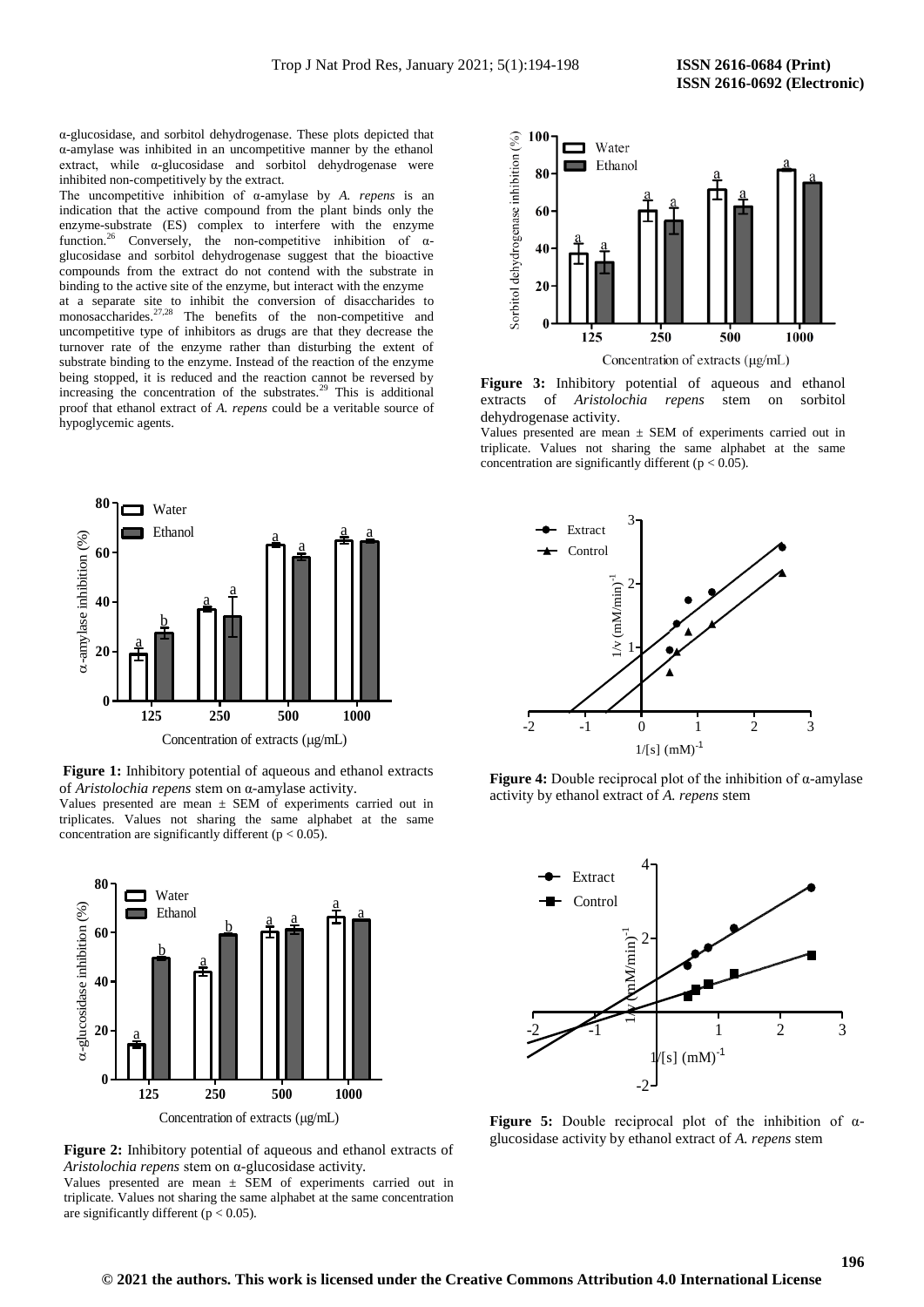α-glucosidase, and sorbitol dehydrogenase. These plots depicted that α-amylase was inhibited in an uncompetitive manner by the ethanol extract, while α-glucosidase and sorbitol dehydrogenase were inhibited non-competitively by the extract.

The uncompetitive inhibition of α-amylase by *A. repens* is an indication that the active compound from the plant binds only the enzyme-substrate (ES) complex to interfere with the enzyme function.[26] Conversely, the non-competitive inhibition of α-glucosidase and sorbitol dehydrogenase suggest that the bioactive compounds from the extract do not contend with the substrate in binding to the active site of the enzyme, but interact with the enzyme at a separate site to inhibit the conversion of disaccharides to monosaccharides.[27,28] The benefits of the non-competitive and uncompetitive type of inhibitors as drugs are that they decrease the turnover rate of the enzyme rather than disturbing the extent of substrate binding to the enzyme. Instead of the reaction of the enzyme being stopped, it is reduced and the reaction cannot be reversed by increasing the concentration of the substrates.[29] This is additional proof that ethanol extract of *A. repens* could be a veritable source of hypoglycemic agents.

**Figure 1:** Inhibitory potential of aqueous and ethanol extracts of *Aristolochia repens* stem on α-amylase activity.
Values presented are mean ± SEM of experiments carried out in triplicates. Values not sharing the same alphabet at the same concentration are significantly different ($p < 0.05$).

**Figure 2:** Inhibitory potential of aqueous and ethanol extracts of *Aristolochia repens* stem on α-glucosidase activity.
Values presented are mean ± SEM of experiments carried out in triplicate. Values not sharing the same alphabet at the same concentration are significantly different ($p < 0.05$).

**Figure 3:** Inhibitory potential of aqueous and ethanol extracts of *Aristolochia repens* stem on sorbitol dehydrogenase activity.
Values presented are mean ± SEM of experiments carried out in triplicate. Values not sharing the same alphabet at the same concentration are significantly different ($p < 0.05$).

**Figure 4:** Double reciprocal plot of the inhibition of α-amylase activity by ethanol extract of *A. repens* stem

**Figure 5:** Double reciprocal plot of the inhibition of α-glucosidase activity by ethanol extract of *A. repens* stem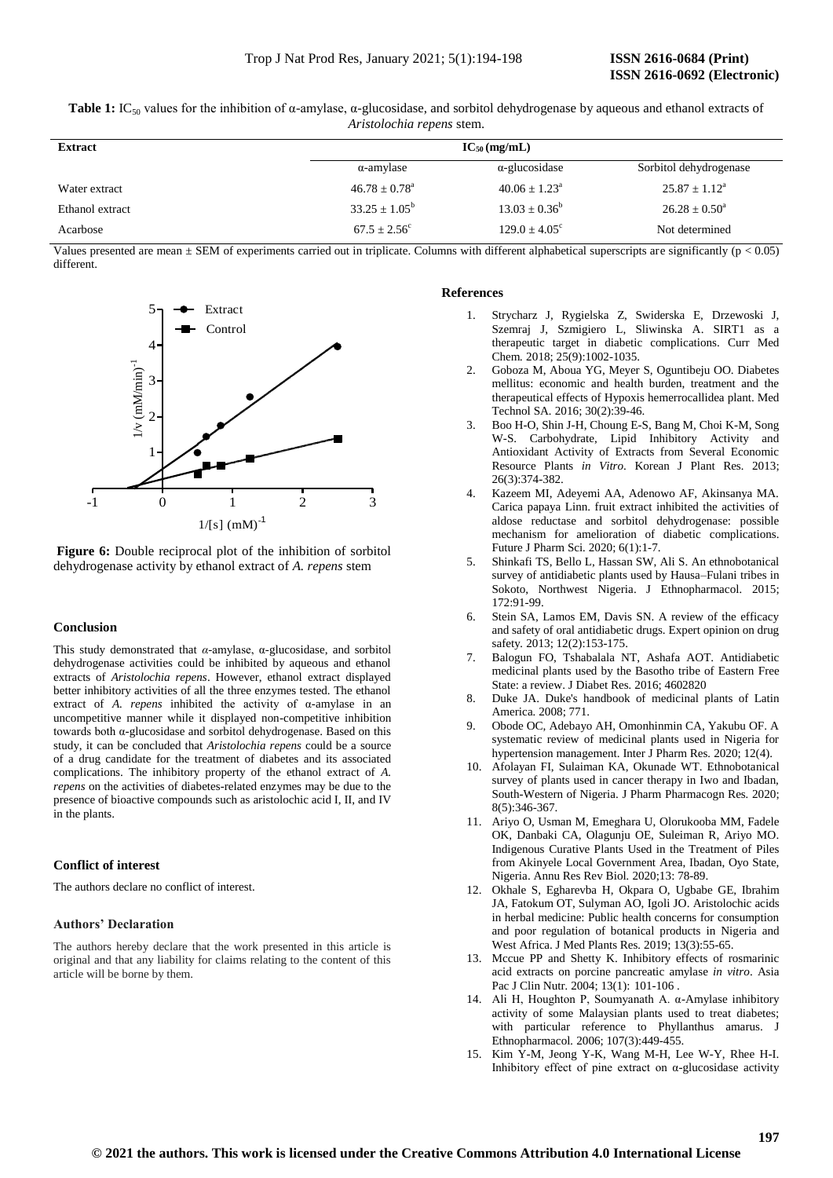**Table 1:** $IC_{50}$ values for the inhibition of α-amylase, α-glucosidase, and sorbitol dehydrogenase by aqueous and ethanol extracts of *Aristolochia repens* stem.

| Extract | $IC_{50}$ (mg/mL) | | |
|---|---|---|---|
| | α-amylase | α-glucosidase | Sorbitol dehydrogenase |
| Water extract | $46.78 \pm 0.78^a$ | $40.06 \pm 1.23^a$ | $25.87 \pm 1.12^a$ |
| Ethanol extract | $33.25 \pm 1.05^b$ | $13.03 \pm 0.36^b$ | $26.28 \pm 0.50^a$ |
| Acarbose | $67.5 \pm 2.56^c$ | $129.0 \pm 4.05^c$ | Not determined |

Values presented are mean ± SEM of experiments carried out in triplicate. Columns with different alphabetical superscripts are significantly ($p < 0.05$) different.

**Figure 6:** Double reciprocal plot of the inhibition of sorbitol dehydrogenase activity by ethanol extract of *A. repens* stem

### Conclusion

This study demonstrated that *α*-amylase, α-glucosidase, and sorbitol dehydrogenase activities could be inhibited by aqueous and ethanol extracts of *Aristolochia repens*. However, ethanol extract displayed better inhibitory activities of all the three enzymes tested. The ethanol extract of *A. repens* inhibited the activity of α-amylase in an uncompetitive manner while it displayed non-competitive inhibition towards both α-glucosidase and sorbitol dehydrogenase. Based on this study, it can be concluded that *Aristolochia repens* could be a source of a drug candidate for the treatment of diabetes and its associated complications. The inhibitory property of the ethanol extract of *A. repens* on the activities of diabetes-related enzymes may be due to the presence of bioactive compounds such as aristolochic acid I, II, and IV in the plants.

### Conflict of interest

The authors declare no conflict of interest.

### Authors' Declaration

The authors hereby declare that the work presented in this article is original and that any liability for claims relating to the content of this article will be borne by them.

### References

1. Strycharz J, Rygielska Z, Swiderska E, Drzewoski J, Szemraj J, Szmigiero L, Sliwinska A. SIRT1 as a therapeutic target in diabetic complications. Curr Med Chem. 2018; 25(9):1002-1035.
2. Goboza M, Aboua YG, Meyer S, Oguntibeju OO. Diabetes mellitus: economic and health burden, treatment and the therapeutical effects of Hypoxis hemerrocallidea plant. Med Technol SA. 2016; 30(2):39-46.
3. Boo H-O, Shin J-H, Choung E-S, Bang M, Choi K-M, Song W-S. Carbohydrate, Lipid Inhibitory Activity and Antioxidant Activity of Extracts from Several Economic Resource Plants *in Vitro*. Korean J Plant Res. 2013; 26(3):374-382.
4. Kazeem MI, Adeyemi AA, Adenowo AF, Akinsanya MA. Carica papaya Linn. fruit extract inhibited the activities of aldose reductase and sorbitol dehydrogenase: possible mechanism for amelioration of diabetic complications. Future J Pharm Sci. 2020; 6(1):1-7.
5. Shinkafi TS, Bello L, Hassan SW, Ali S. An ethnobotanical survey of antidiabetic plants used by Hausa–Fulani tribes in Sokoto, Northwest Nigeria. J Ethnopharmacol. 2015; 172:91-99.
6. Stein SA, Lamos EM, Davis SN. A review of the efficacy and safety of oral antidiabetic drugs. Expert opinion on drug safety. 2013; 12(2):153-175.
7. Balogun FO, Tshabalala NT, Ashafa AOT. Antidiabetic medicinal plants used by the Basotho tribe of Eastern Free State: a review. J Diabet Res. 2016; 4602820
8. Duke JA. Duke's handbook of medicinal plants of Latin America. 2008; 771.
9. Obode OC, Adebayo AH, Omonhinmin CA, Yakubu OF. A systematic review of medicinal plants used in Nigeria for hypertension management. Inter J Pharm Res. 2020; 12(4).
10. Afolayan FI, Sulaiman KA, Okunade WT. Ethnobotanical survey of plants used in cancer therapy in Iwo and Ibadan, South-Western of Nigeria. J Pharm Pharmacogn Res. 2020; 8(5):346-367.
11. Ariyo O, Usman M, Emeghara U, Olorukooba MM, Fadele OK, Danbaki CA, Olagunju OE, Suleiman R, Ariyo MO. Indigenous Curative Plants Used in the Treatment of Piles from Akinyele Local Government Area, Ibadan, Oyo State, Nigeria. Annu Res Rev Biol. 2020;13: 78-89.
12. Okhale S, Egharevba H, Okpara O, Ugbabe GE, Ibrahim JA, Fatokum OT, Sulyman AO, Igoli JO. Aristolochic acids in herbal medicine: Public health concerns for consumption and poor regulation of botanical products in Nigeria and West Africa. J Med Plants Res. 2019; 13(3):55-65.
13. Mccue PP and Shetty K. Inhibitory effects of rosmarinic acid extracts on porcine pancreatic amylase *in vitro*. Asia Pac J Clin Nutr. 2004; 13(1): 101-106 .
14. Ali H, Houghton P, Soumyanath A. α-Amylase inhibitory activity of some Malaysian plants used to treat diabetes; with particular reference to Phyllanthus amarus. J Ethnopharmacol. 2006; 107(3):449-455.
15. Kim Y-M, Jeong Y-K, Wang M-H, Lee W-Y, Rhee H-I. Inhibitory effect of pine extract on α-glucosidase activity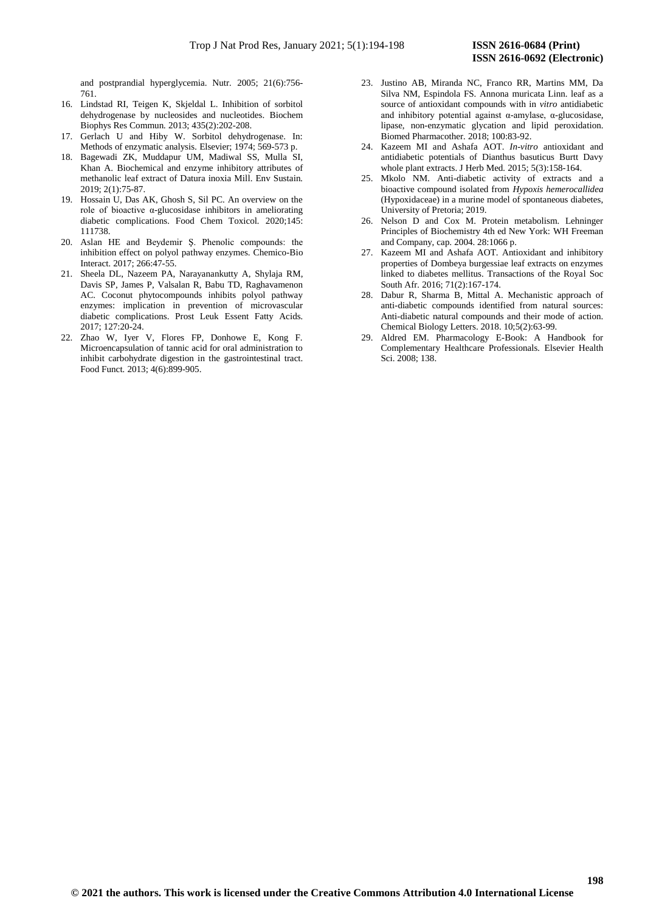and postprandial hyperglycemia. Nutr. 2005; 21(6):756-761.

16. Lindstad RI, Teigen K, Skjeldal L. Inhibition of sorbitol dehydrogenase by nucleosides and nucleotides. Biochem Biophys Res Commun. 2013; 435(2):202-208.
17. Gerlach U and Hiby W. Sorbitol dehydrogenase. In: Methods of enzymatic analysis. Elsevier; 1974; 569-573 p.
18. Bagewadi ZK, Muddapur UM, Madiwal SS, Mulla SI, Khan A. Biochemical and enzyme inhibitory attributes of methanolic leaf extract of Datura inoxia Mill. Env Sustain. 2019; 2(1):75-87.
19. Hossain U, Das AK, Ghosh S, Sil PC. An overview on the role of bioactive α-glucosidase inhibitors in ameliorating diabetic complications. Food Chem Toxicol. 2020;145: 111738.
20. Aslan HE and Beydemir Ş. Phenolic compounds: the inhibition effect on polyol pathway enzymes. Chemico-Bio Interact. 2017; 266:47-55.
21. Sheela DL, Nazeem PA, Narayanankutty A, Shylaja RM, Davis SP, James P, Valsalan R, Babu TD, Raghavamenon AC. Coconut phytocompounds inhibits polyol pathway enzymes: implication in prevention of microvascular diabetic complications. Prost Leuk Essent Fatty Acids. 2017; 127:20-24.
22. Zhao W, Iyer V, Flores FP, Donhowe E, Kong F. Microencapsulation of tannic acid for oral administration to inhibit carbohydrate digestion in the gastrointestinal tract. Food Funct. 2013; 4(6):899-905.
23. Justino AB, Miranda NC, Franco RR, Martins MM, Da Silva NM, Espindola FS. Annona muricata Linn. leaf as a source of antioxidant compounds with in *vitro* antidiabetic and inhibitory potential against α-amylase, α-glucosidase, lipase, non-enzymatic glycation and lipid peroxidation. Biomed Pharmacother. 2018; 100:83-92.
24. Kazeem MI and Ashafa AOT. *In-vitro* antioxidant and antidiabetic potentials of Dianthus basuticus Burtt Davy whole plant extracts. J Herb Med. 2015; 5(3):158-164.
25. Mkolo NM. Anti-diabetic activity of extracts and a bioactive compound isolated from *Hypoxis hemerocallidea* (Hypoxidaceae) in a murine model of spontaneous diabetes, University of Pretoria; 2019.
26. Nelson D and Cox M. Protein metabolism. Lehninger Principles of Biochemistry 4th ed New York: WH Freeman and Company, cap. 2004. 28:1066 p.
27. Kazeem MI and Ashafa AOT. Antioxidant and inhibitory properties of Dombeya burgessiae leaf extracts on enzymes linked to diabetes mellitus. Transactions of the Royal Soc South Afr. 2016; 71(2):167-174.
28. Dabur R, Sharma B, Mittal A. Mechanistic approach of anti-diabetic compounds identified from natural sources: Anti-diabetic natural compounds and their mode of action. Chemical Biology Letters. 2018. 10;5(2):63-99.
29. Aldred EM. Pharmacology E-Book: A Handbook for Complementary Healthcare Professionals. Elsevier Health Sci. 2008; 138.

**© 2021 the authors. This work is licensed under the Creative Commons Attribution 4.0 International License**